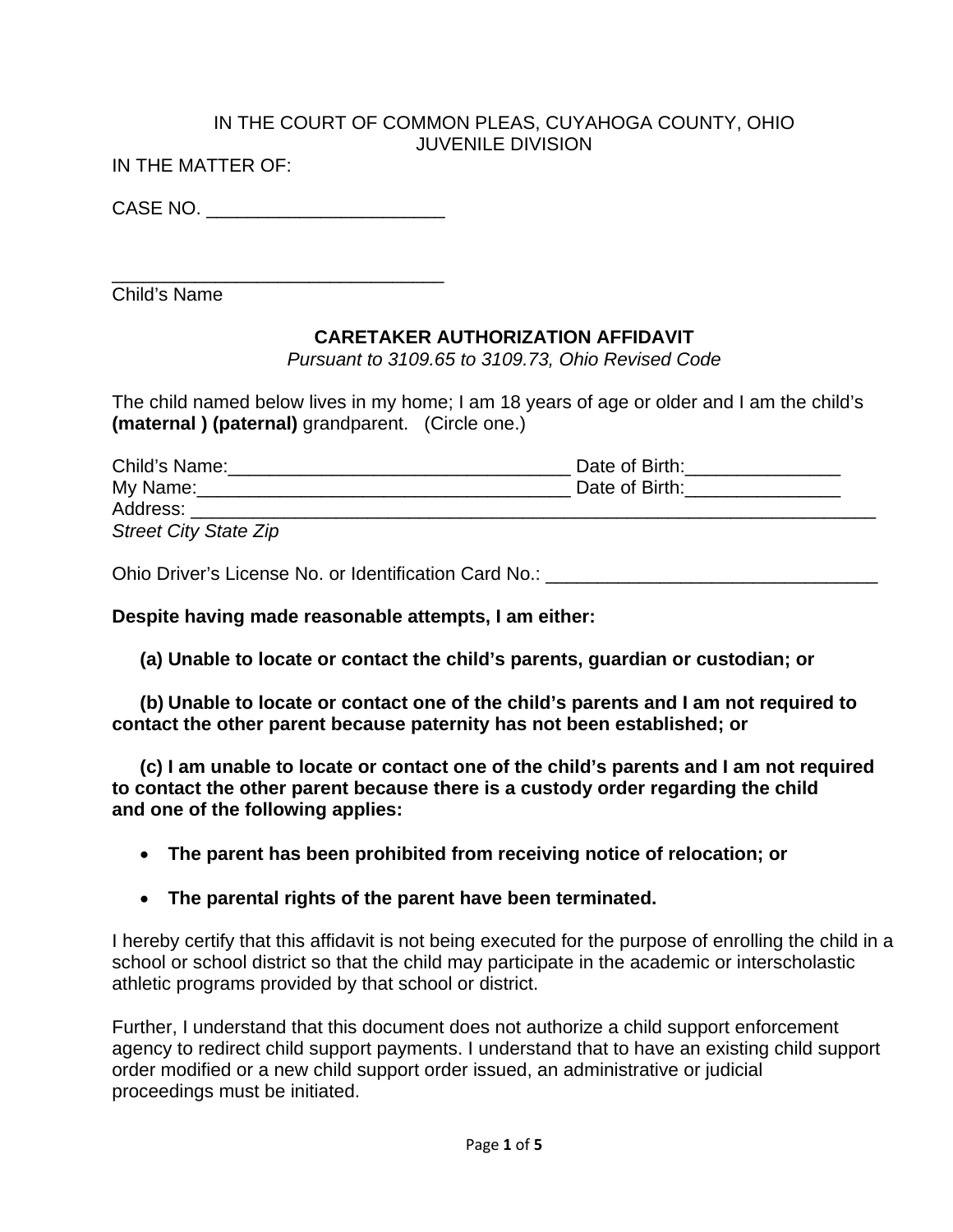IN THE COURT OF COMMON PLEAS, CUYAHOGA COUNTY, OHIO
JUVENILE DIVISION

IN THE MATTER OF:

CASE NO. _______________________

_________________________________
Child's Name

## CARETAKER AUTHORIZATION AFFIDAVIT

*Pursuant to 3109.65 to 3109.73, Ohio Revised Code*

The child named below lives in my home; I am 18 years of age or older and I am the child's **(maternal ) (paternal)** grandparent. (Circle one.)

Child's Name:__________________________________ Date of Birth:_______________
My Name:_____________________________________ Date of Birth:_______________
Address: ______________________________________________________________________
*Street City State Zip*

Ohio Driver's License No. or Identification Card No.: ________________________________

**Despite having made reasonable attempts, I am either:**

**(a) Unable to locate or contact the child's parents, guardian or custodian; or**

**(b) Unable to locate or contact one of the child's parents and I am not required to contact the other parent because paternity has not been established; or**

**(c) I am unable to locate or contact one of the child's parents and I am not required to contact the other parent because there is a custody order regarding the child and one of the following applies:**

- **The parent has been prohibited from receiving notice of relocation; or**
- **The parental rights of the parent have been terminated.**

I hereby certify that this affidavit is not being executed for the purpose of enrolling the child in a school or school district so that the child may participate in the academic or interscholastic athletic programs provided by that school or district.

Further, I understand that this document does not authorize a child support enforcement agency to redirect child support payments. I understand that to have an existing child support order modified or a new child support order issued, an administrative or judicial proceedings must be initiated.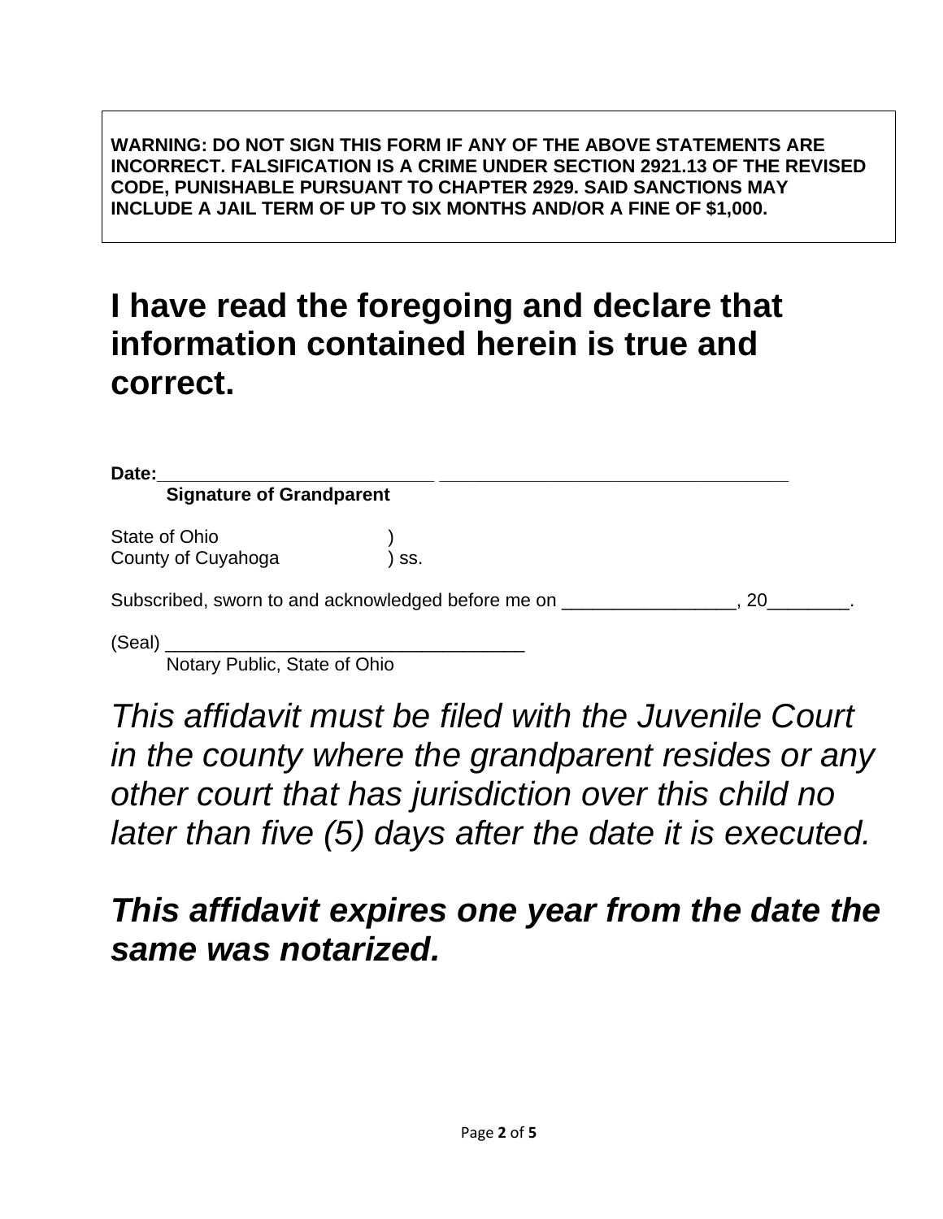**WARNING: DO NOT SIGN THIS FORM IF ANY OF THE ABOVE STATEMENTS ARE INCORRECT. FALSIFICATION IS A CRIME UNDER SECTION 2921.13 OF THE REVISED CODE, PUNISHABLE PURSUANT TO CHAPTER 2929. SAID SANCTIONS MAY INCLUDE A JAIL TERM OF UP TO SIX MONTHS AND/OR A FINE OF $1,000.**

# I have read the foregoing and declare that information contained herein is true and correct.

**Date:**___________________________ __________________________________

**Signature of Grandparent**

State of Ohio )
County of Cuyahoga ) ss.

Subscribed, sworn to and acknowledged before me on _________________, 20________.

(Seal) ___________________________________
Notary Public, State of Ohio

*This affidavit must be filed with the Juvenile Court in the county where the grandparent resides or any other court that has jurisdiction over this child no later than five (5) days after the date it is executed.*

## ***This affidavit expires one year from the date the same was notarized.***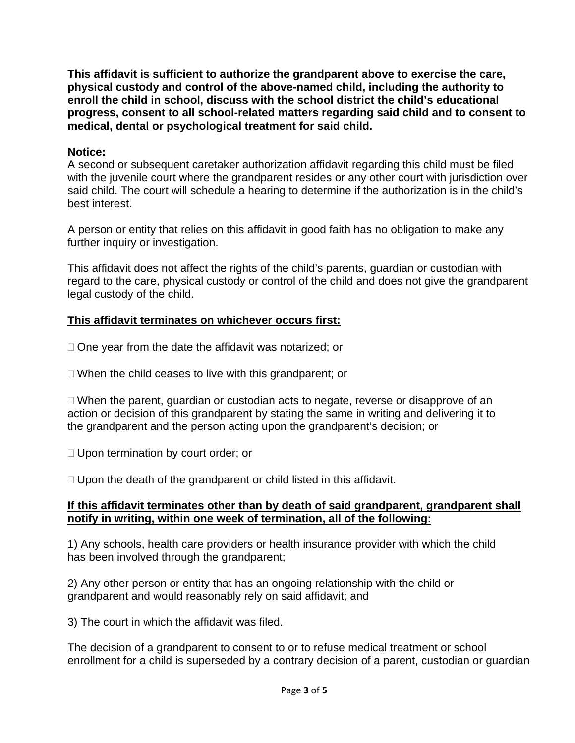**This affidavit is sufficient to authorize the grandparent above to exercise the care, physical custody and control of the above-named child, including the authority to enroll the child in school, discuss with the school district the child's educational progress, consent to all school-related matters regarding said child and to consent to medical, dental or psychological treatment for said child.**

**Notice:**
A second or subsequent caretaker authorization affidavit regarding this child must be filed with the juvenile court where the grandparent resides or any other court with jurisdiction over said child. The court will schedule a hearing to determine if the authorization is in the child's best interest.

A person or entity that relies on this affidavit in good faith has no obligation to make any further inquiry or investigation.

This affidavit does not affect the rights of the child's parents, guardian or custodian with regard to the care, physical custody or control of the child and does not give the grandparent legal custody of the child.

**<u>This affidavit terminates on whichever occurs first:</u>**

- One year from the date the affidavit was notarized; or

- When the child ceases to live with this grandparent; or

- When the parent, guardian or custodian acts to negate, reverse or disapprove of an action or decision of this grandparent by stating the same in writing and delivering it to the grandparent and the person acting upon the grandparent's decision; or

- Upon termination by court order; or

- Upon the death of the grandparent or child listed in this affidavit.

**<u>If this affidavit terminates other than by death of said grandparent, grandparent shall notify in writing, within one week of termination, all of the following:</u>**

1) Any schools, health care providers or health insurance provider with which the child has been involved through the grandparent;

2) Any other person or entity that has an ongoing relationship with the child or grandparent and would reasonably rely on said affidavit; and

3) The court in which the affidavit was filed.

The decision of a grandparent to consent to or to refuse medical treatment or school enrollment for a child is superseded by a contrary decision of a parent, custodian or guardian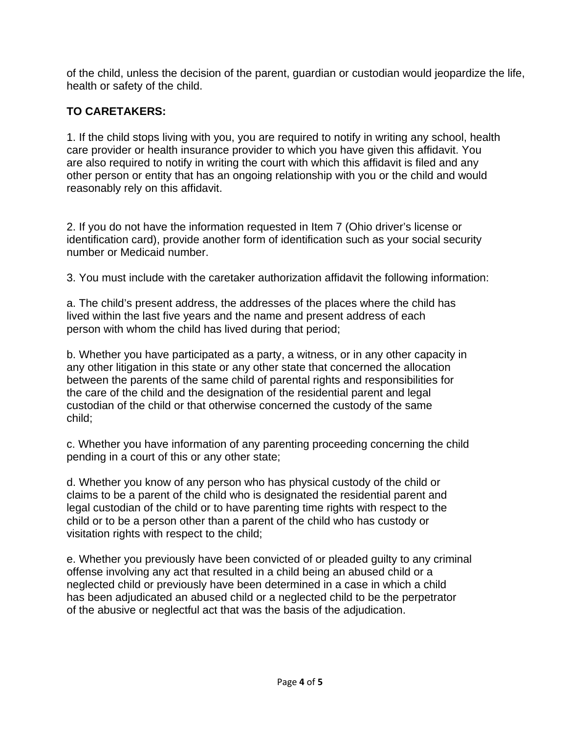of the child, unless the decision of the parent, guardian or custodian would jeopardize the life, health or safety of the child.

**TO CARETAKERS:**

1. If the child stops living with you, you are required to notify in writing any school, health care provider or health insurance provider to which you have given this affidavit. You are also required to notify in writing the court with which this affidavit is filed and any other person or entity that has an ongoing relationship with you or the child and would reasonably rely on this affidavit.

2. If you do not have the information requested in Item 7 (Ohio driver's license or identification card), provide another form of identification such as your social security number or Medicaid number.

3. You must include with the caretaker authorization affidavit the following information:

a. The child's present address, the addresses of the places where the child has lived within the last five years and the name and present address of each person with whom the child has lived during that period;

b. Whether you have participated as a party, a witness, or in any other capacity in any other litigation in this state or any other state that concerned the allocation between the parents of the same child of parental rights and responsibilities for the care of the child and the designation of the residential parent and legal custodian of the child or that otherwise concerned the custody of the same child;

c. Whether you have information of any parenting proceeding concerning the child pending in a court of this or any other state;

d. Whether you know of any person who has physical custody of the child or claims to be a parent of the child who is designated the residential parent and legal custodian of the child or to have parenting time rights with respect to the child or to be a person other than a parent of the child who has custody or visitation rights with respect to the child;

e. Whether you previously have been convicted of or pleaded guilty to any criminal offense involving any act that resulted in a child being an abused child or a neglected child or previously have been determined in a case in which a child has been adjudicated an abused child or a neglected child to be the perpetrator of the abusive or neglectful act that was the basis of the adjudication.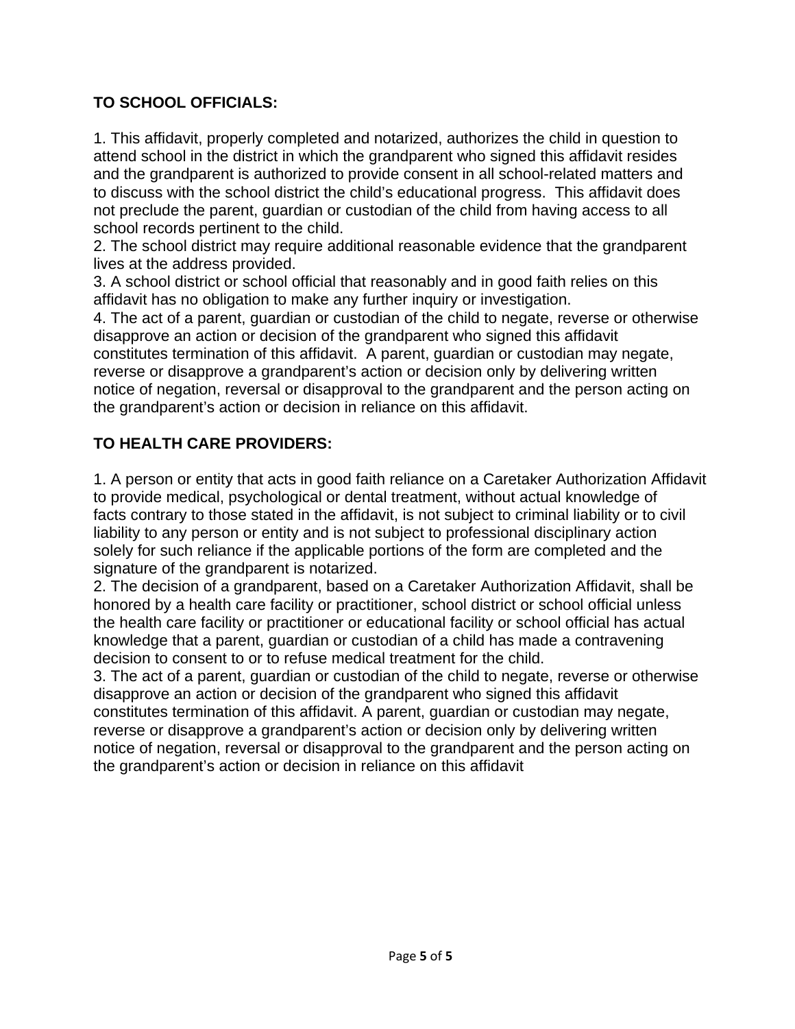**TO SCHOOL OFFICIALS:**

1. This affidavit, properly completed and notarized, authorizes the child in question to attend school in the district in which the grandparent who signed this affidavit resides and the grandparent is authorized to provide consent in all school-related matters and to discuss with the school district the child's educational progress. This affidavit does not preclude the parent, guardian or custodian of the child from having access to all school records pertinent to the child.
2. The school district may require additional reasonable evidence that the grandparent lives at the address provided.
3. A school district or school official that reasonably and in good faith relies on this affidavit has no obligation to make any further inquiry or investigation.
4. The act of a parent, guardian or custodian of the child to negate, reverse or otherwise disapprove an action or decision of the grandparent who signed this affidavit constitutes termination of this affidavit. A parent, guardian or custodian may negate, reverse or disapprove a grandparent's action or decision only by delivering written notice of negation, reversal or disapproval to the grandparent and the person acting on the grandparent's action or decision in reliance on this affidavit.

**TO HEALTH CARE PROVIDERS:**

1. A person or entity that acts in good faith reliance on a Caretaker Authorization Affidavit to provide medical, psychological or dental treatment, without actual knowledge of facts contrary to those stated in the affidavit, is not subject to criminal liability or to civil liability to any person or entity and is not subject to professional disciplinary action solely for such reliance if the applicable portions of the form are completed and the signature of the grandparent is notarized.
2. The decision of a grandparent, based on a Caretaker Authorization Affidavit, shall be honored by a health care facility or practitioner, school district or school official unless the health care facility or practitioner or educational facility or school official has actual knowledge that a parent, guardian or custodian of a child has made a contravening decision to consent to or to refuse medical treatment for the child.
3. The act of a parent, guardian or custodian of the child to negate, reverse or otherwise disapprove an action or decision of the grandparent who signed this affidavit constitutes termination of this affidavit. A parent, guardian or custodian may negate, reverse or disapprove a grandparent's action or decision only by delivering written notice of negation, reversal or disapproval to the grandparent and the person acting on the grandparent's action or decision in reliance on this affidavit